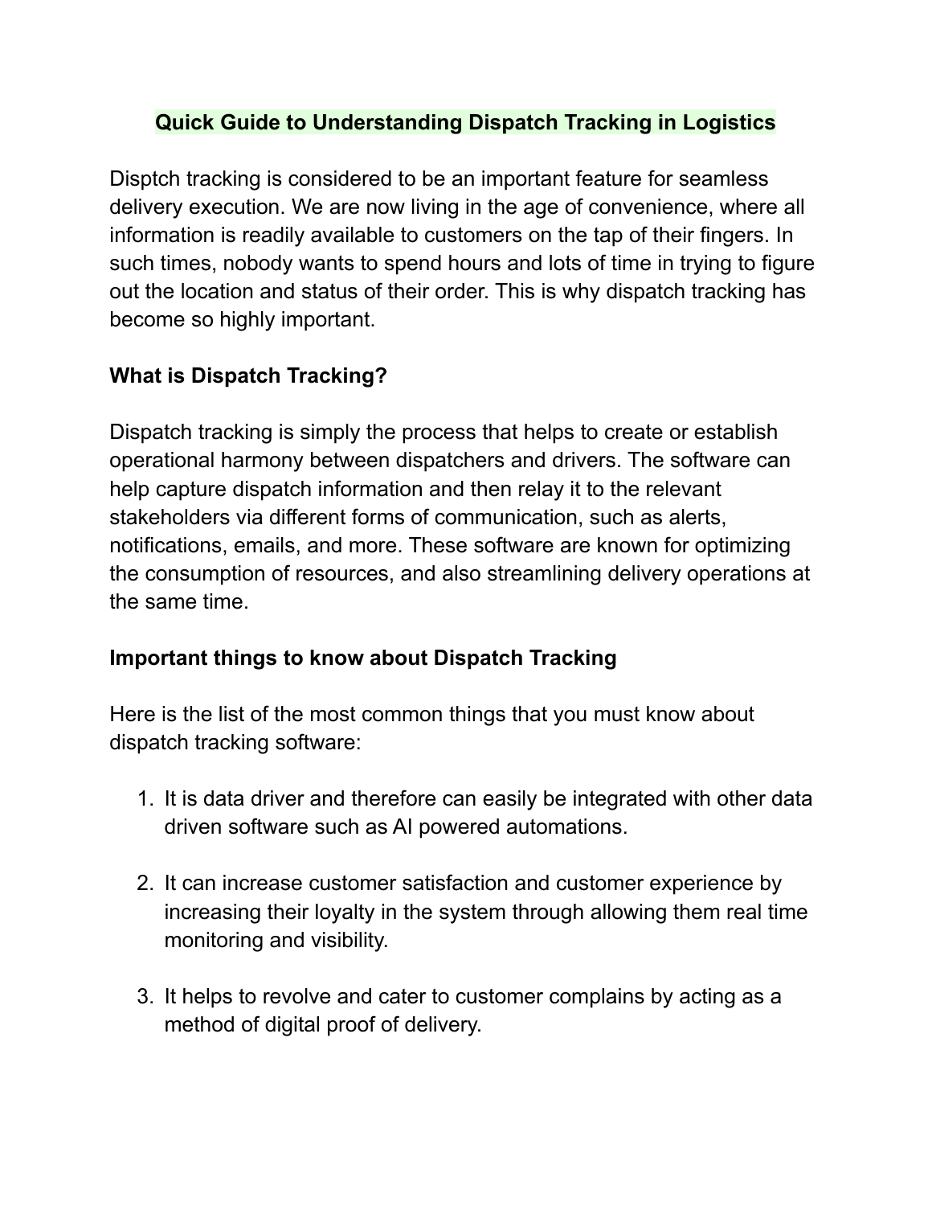# Quick Guide to Understanding Dispatch Tracking in Logistics

Disptch tracking is considered to be an important feature for seamless delivery execution. We are now living in the age of convenience, where all information is readily available to customers on the tap of their fingers. In such times, nobody wants to spend hours and lots of time in trying to figure out the location and status of their order. This is why dispatch tracking has become so highly important.

## What is Dispatch Tracking?

Dispatch tracking is simply the process that helps to create or establish operational harmony between dispatchers and drivers. The software can help capture dispatch information and then relay it to the relevant stakeholders via different forms of communication, such as alerts, notifications, emails, and more. These software are known for optimizing the consumption of resources, and also streamlining delivery operations at the same time.

## Important things to know about Dispatch Tracking

Here is the list of the most common things that you must know about dispatch tracking software:

1. It is data driver and therefore can easily be integrated with other data driven software such as AI powered automations.

2. It can increase customer satisfaction and customer experience by increasing their loyalty in the system through allowing them real time monitoring and visibility.

3. It helps to revolve and cater to customer complains by acting as a method of digital proof of delivery.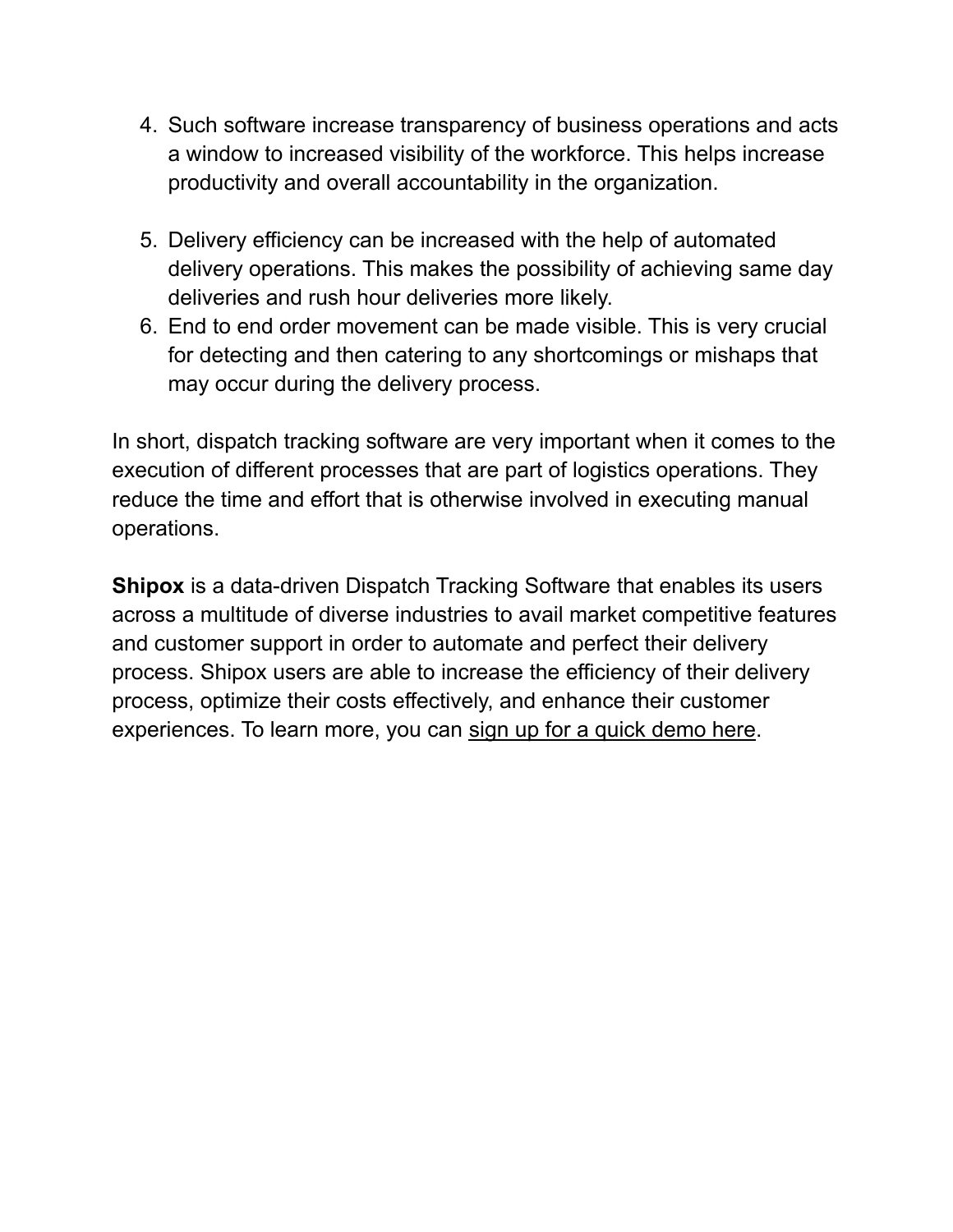4. Such software increase transparency of business operations and acts a window to increased visibility of the workforce. This helps increase productivity and overall accountability in the organization.

5. Delivery efficiency can be increased with the help of automated delivery operations. This makes the possibility of achieving same day deliveries and rush hour deliveries more likely.
6. End to end order movement can be made visible. This is very crucial for detecting and then catering to any shortcomings or mishaps that may occur during the delivery process.

In short, dispatch tracking software are very important when it comes to the execution of different processes that are part of logistics operations. They reduce the time and effort that is otherwise involved in executing manual operations.

**Shipox** is a data-driven Dispatch Tracking Software that enables its users across a multitude of diverse industries to avail market competitive features and customer support in order to automate and perfect their delivery process. Shipox users are able to increase the efficiency of their delivery process, optimize their costs effectively, and enhance their customer experiences. To learn more, you can sign up for a quick demo here.